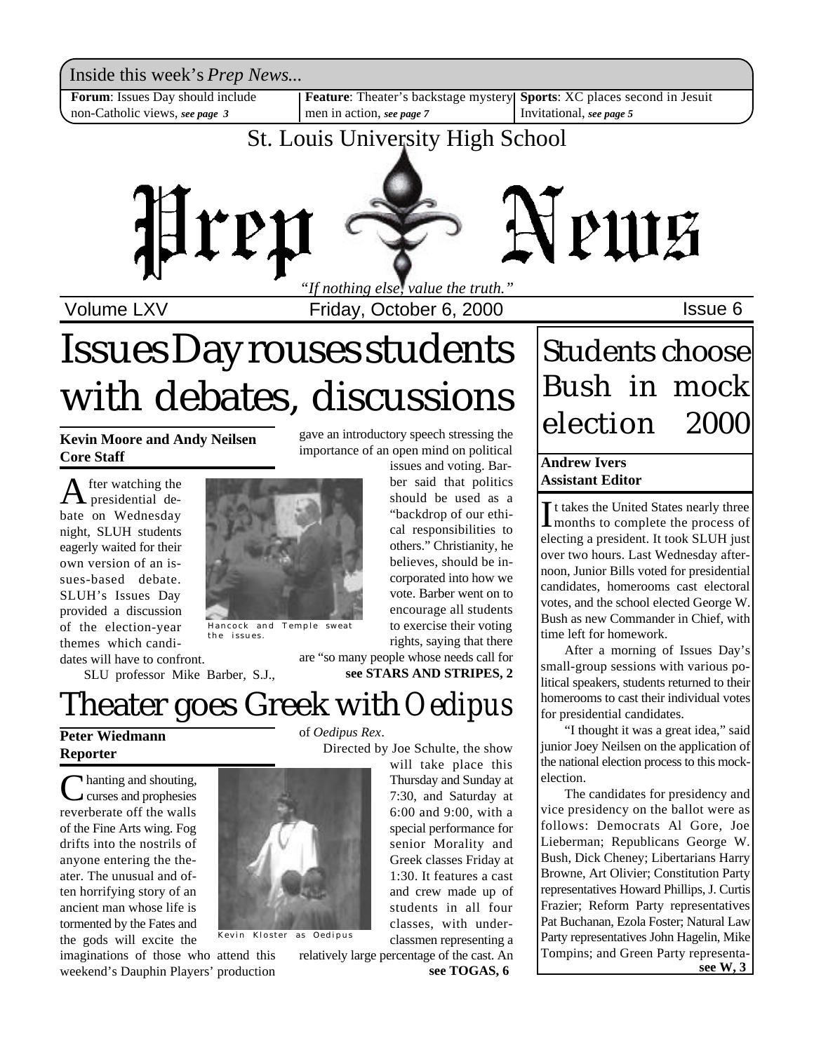Inside this week's *Prep News...*

**Forum**: Issues Day should include non-Catholic views, ***see page 3***

**Feature**: Theater's backstage mystery men in action, ***see page 7***

**Sports**: XC places second in Jesuit Invitational, ***see page 5***

St. Louis University High School

# Prep News

*"If nothing else, value the truth."*

Volume LXV — Friday, October 6, 2000 — Issue 6

# Issues Day rouses students with debates, discussions

**Kevin Moore and Andy Neilsen**
**Core Staff**

After watching the presidential debate on Wednesday night, SLUH students eagerly waited for their own version of an issues-based debate. SLUH's Issues Day provided a discussion of the election-year themes which candidates will have to confront.

Hancock and Temple sweat the issues.

SLU professor Mike Barber, S.J., gave an introductory speech stressing the importance of an open mind on political issues and voting. Barber said that politics should be used as a "backdrop of our ethical responsibilities to others." Christianity, he believes, should be incorporated into how we vote. Barber went on to encourage all students to exercise their voting rights, saying that there are "so many people whose needs call for

**see STARS AND STRIPES, 2**

# Theater goes Greek with *Oedipus*

**Peter Wiedmann**
**Reporter**

Chanting and shouting, curses and prophesies reverberate off the walls of the Fine Arts wing. Fog drifts into the nostrils of anyone entering the theater. The unusual and often horrifying story of an ancient man whose life is tormented by the Fates and the gods will excite the imaginations of those who attend this weekend's Dauphin Players' production of *Oedipus Rex*.

Kevin Kloster as Oedipus

Directed by Joe Schulte, the show will take place this Thursday and Sunday at 7:30, and Saturday at 6:00 and 9:00, with a special performance for senior Morality and Greek classes Friday at 1:30. It features a cast and crew made up of students in all four classes, with underclassmen representing a relatively large percentage of the cast. An

**see TOGAS, 6**

# Students choose Bush in mock election 2000

**Andrew Ivers**
**Assistant Editor**

It takes the United States nearly three months to complete the process of electing a president. It took SLUH just over two hours. Last Wednesday afternoon, Junior Bills voted for presidential candidates, homerooms cast electoral votes, and the school elected George W. Bush as new Commander in Chief, with time left for homework.

After a morning of Issues Day's small-group sessions with various political speakers, students returned to their homerooms to cast their individual votes for presidential candidates.

"I thought it was a great idea," said junior Joey Neilsen on the application of the national election process to this mock-election.

The candidates for presidency and vice presidency on the ballot were as follows: Democrats Al Gore, Joe Lieberman; Republicans George W. Bush, Dick Cheney; Libertarians Harry Browne, Art Olivier; Constitution Party representatives Howard Phillips, J. Curtis Frazier; Reform Party representatives Pat Buchanan, Ezola Foster; Natural Law Party representatives John Hagelin, Mike Tompins; and Green Party representa-

**see W, 3**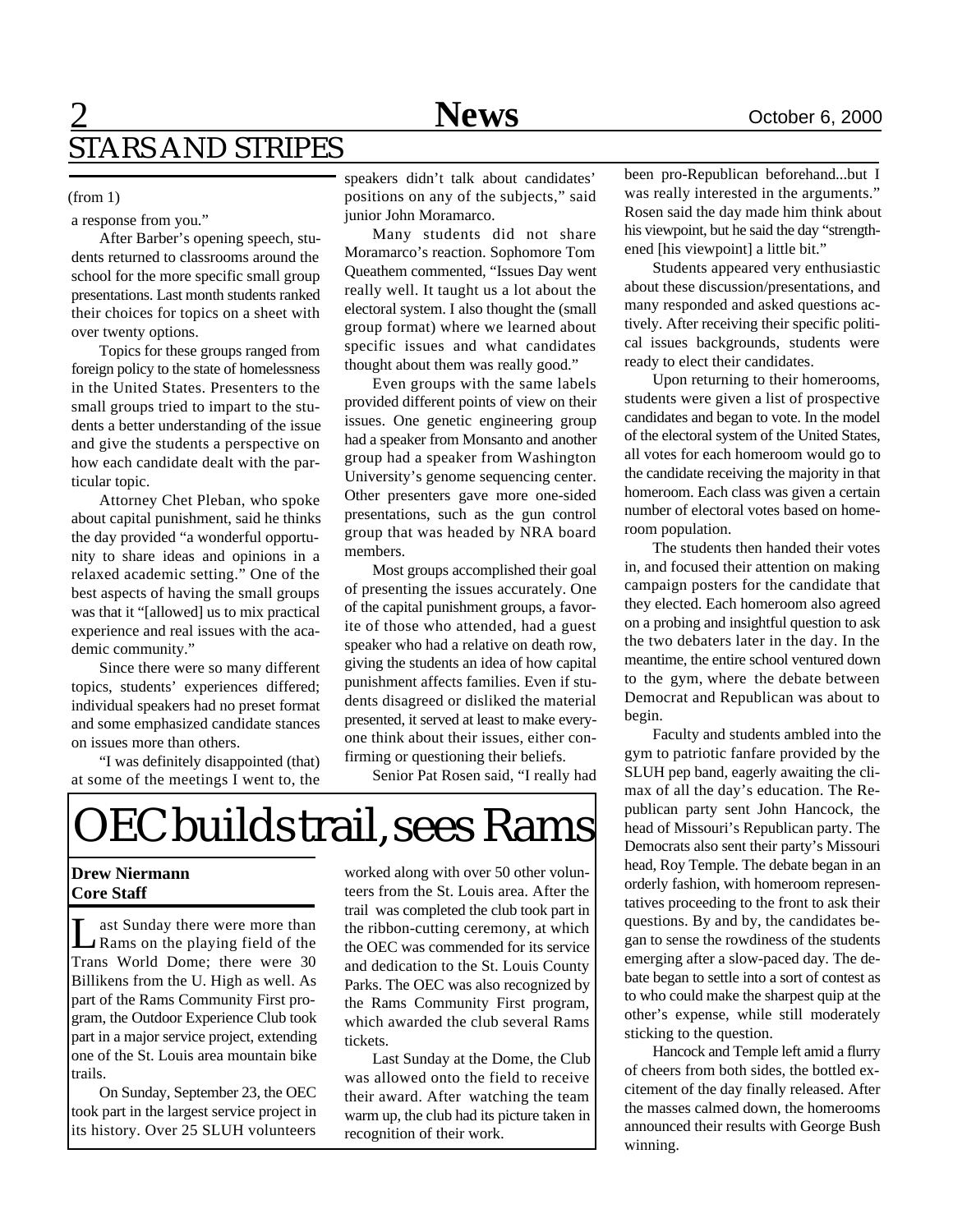## STARS AND STRIPES

(from 1)

a response from you."

After Barber's opening speech, students returned to classrooms around the school for the more specific small group presentations. Last month students ranked their choices for topics on a sheet with over twenty options.

Topics for these groups ranged from foreign policy to the state of homelessness in the United States. Presenters to the small groups tried to impart to the students a better understanding of the issue and give the students a perspective on how each candidate dealt with the particular topic.

Attorney Chet Pleban, who spoke about capital punishment, said he thinks the day provided "a wonderful opportunity to share ideas and opinions in a relaxed academic setting." One of the best aspects of having the small groups was that it "[allowed] us to mix practical experience and real issues with the academic community."

Since there were so many different topics, students' experiences differed; individual speakers had no preset format and some emphasized candidate stances on issues more than others.

"I was definitely disappointed (that) at some of the meetings I went to, the speakers didn't talk about candidates' positions on any of the subjects," said junior John Moramarco.

Many students did not share Moramarco's reaction. Sophomore Tom Queathem commented, "Issues Day went really well. It taught us a lot about the electoral system. I also thought the (small group format) where we learned about specific issues and what candidates thought about them was really good."

Even groups with the same labels provided different points of view on their issues. One genetic engineering group had a speaker from Monsanto and another group had a speaker from Washington University's genome sequencing center. Other presenters gave more one-sided presentations, such as the gun control group that was headed by NRA board members.

Most groups accomplished their goal of presenting the issues accurately. One of the capital punishment groups, a favorite of those who attended, had a guest speaker who had a relative on death row, giving the students an idea of how capital punishment affects families. Even if students disagreed or disliked the material presented, it served at least to make everyone think about their issues, either confirming or questioning their beliefs.

Senior Pat Rosen said, "I really had been pro-Republican beforehand...but I was really interested in the arguments." Rosen said the day made him think about his viewpoint, but he said the day "strengthened [his viewpoint] a little bit."

Students appeared very enthusiastic about these discussion/presentations, and many responded and asked questions actively. After receiving their specific political issues backgrounds, students were ready to elect their candidates.

Upon returning to their homerooms, students were given a list of prospective candidates and began to vote. In the model of the electoral system of the United States, all votes for each homeroom would go to the candidate receiving the majority in that homeroom. Each class was given a certain number of electoral votes based on homeroom population.

The students then handed their votes in, and focused their attention on making campaign posters for the candidate that they elected. Each homeroom also agreed on a probing and insightful question to ask the two debaters later in the day. In the meantime, the entire school ventured down to the gym, where the debate between Democrat and Republican was about to begin.

Faculty and students ambled into the gym to patriotic fanfare provided by the SLUH pep band, eagerly awaiting the climax of all the day's education. The Republican party sent John Hancock, the head of Missouri's Republican party. The Democrats also sent their party's Missouri head, Roy Temple. The debate began in an orderly fashion, with homeroom representatives proceeding to the front to ask their questions. By and by, the candidates began to sense the rowdiness of the students emerging after a slow-paced day. The debate began to settle into a sort of contest as to who could make the sharpest quip at the other's expense, while still moderately sticking to the question.

Hancock and Temple left amid a flurry of cheers from both sides, the bottled excitement of the day finally released. After the masses calmed down, the homerooms announced their results with George Bush winning.

# OEC builds trail, sees Rams

**Drew Niermann**
**Core Staff**

Last Sunday there were more than Rams on the playing field of the Trans World Dome; there were 30 Billikens from the U. High as well. As part of the Rams Community First program, the Outdoor Experience Club took part in a major service project, extending one of the St. Louis area mountain bike trails.

On Sunday, September 23, the OEC took part in the largest service project in its history. Over 25 SLUH volunteers worked along with over 50 other volunteers from the St. Louis area. After the trail was completed the club took part in the ribbon-cutting ceremony, at which the OEC was commended for its service and dedication to the St. Louis County Parks. The OEC was also recognized by the Rams Community First program, which awarded the club several Rams tickets.

Last Sunday at the Dome, the Club was allowed onto the field to receive their award. After watching the team warm up, the club had its picture taken in recognition of their work.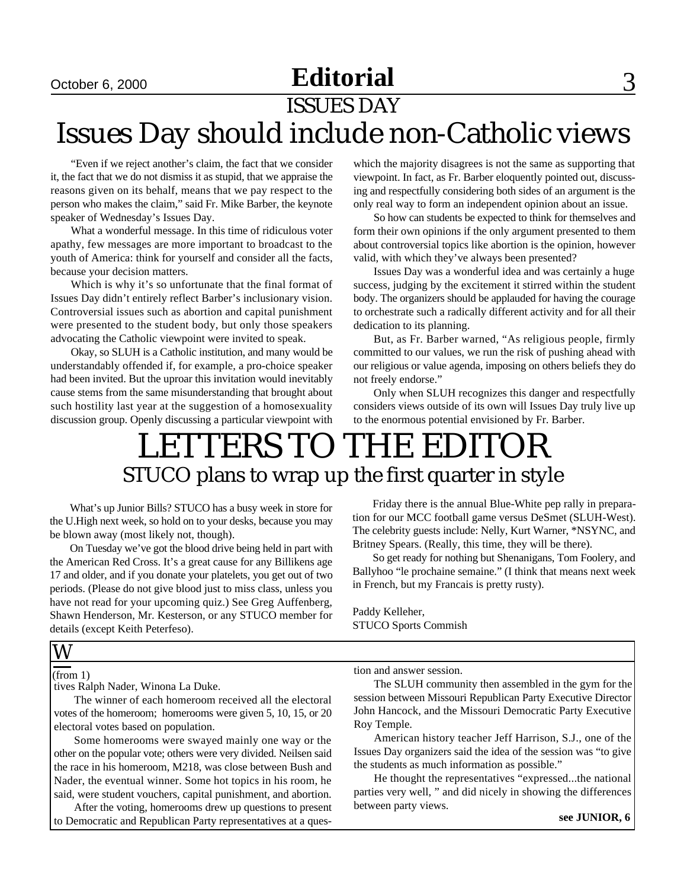# Editorial

## ISSUES DAY

# Issues Day should include non-Catholic views

"Even if we reject another's claim, the fact that we consider it, the fact that we do not dismiss it as stupid, that we appraise the reasons given on its behalf, means that we pay respect to the person who makes the claim," said Fr. Mike Barber, the keynote speaker of Wednesday's Issues Day.

What a wonderful message. In this time of ridiculous voter apathy, few messages are more important to broadcast to the youth of America: think for yourself and consider all the facts, because your decision matters.

Which is why it's so unfortunate that the final format of Issues Day didn't entirely reflect Barber's inclusionary vision. Controversial issues such as abortion and capital punishment were presented to the student body, but only those speakers advocating the Catholic viewpoint were invited to speak.

Okay, so SLUH is a Catholic institution, and many would be understandably offended if, for example, a pro-choice speaker had been invited. But the uproar this invitation would inevitably cause stems from the same misunderstanding that brought about such hostility last year at the suggestion of a homosexuality discussion group. Openly discussing a particular viewpoint with which the majority disagrees is not the same as supporting that viewpoint. In fact, as Fr. Barber eloquently pointed out, discussing and respectfully considering both sides of an argument is the only real way to form an independent opinion about an issue.

So how can students be expected to think for themselves and form their own opinions if the only argument presented to them about controversial topics like abortion is the opinion, however valid, with which they've always been presented?

Issues Day was a wonderful idea and was certainly a huge success, judging by the excitement it stirred within the student body. The organizers should be applauded for having the courage to orchestrate such a radically different activity and for all their dedication to its planning.

But, as Fr. Barber warned, "As religious people, firmly committed to our values, we run the risk of pushing ahead with our religious or value agenda, imposing on others beliefs they do not freely endorse."

Only when SLUH recognizes this danger and respectfully considers views outside of its own will Issues Day truly live up to the enormous potential envisioned by Fr. Barber.

# LETTERS TO THE EDITOR

## STUCO plans to wrap up the first quarter in style

What's up Junior Bills? STUCO has a busy week in store for the U.High next week, so hold on to your desks, because you may be blown away (most likely not, though).

On Tuesday we've got the blood drive being held in part with the American Red Cross. It's a great cause for any Billikens age 17 and older, and if you donate your platelets, you get out of two periods. (Please do not give blood just to miss class, unless you have not read for your upcoming quiz.) See Greg Auffenberg, Shawn Henderson, Mr. Kesterson, or any STUCO member for details (except Keith Peterfeso).

Friday there is the annual Blue-White pep rally in preparation for our MCC football game versus DeSmet (SLUH-West). The celebrity guests include: Nelly, Kurt Warner, *NSYNC, and Britney Spears. (Really, this time, they will be there).

So get ready for nothing but Shenanigans, Tom Foolery, and Ballyhoo "le prochaine semaine." (I think that means next week in French, but my Francais is pretty rusty).

Paddy Kelleher,
STUCO Sports Commish

## W

(from 1)

tives Ralph Nader, Winona La Duke.

The winner of each homeroom received all the electoral votes of the homeroom; homerooms were given 5, 10, 15, or 20 electoral votes based on population.

Some homerooms were swayed mainly one way or the other on the popular vote; others were very divided. Neilsen said the race in his homeroom, M218, was close between Bush and Nader, the eventual winner. Some hot topics in his room, he said, were student vouchers, capital punishment, and abortion.

After the voting, homerooms drew up questions to present to Democratic and Republican Party representatives at a question and answer session.

The SLUH community then assembled in the gym for the session between Missouri Republican Party Executive Director John Hancock, and the Missouri Democratic Party Executive Roy Temple.

American history teacher Jeff Harrison, S.J., one of the Issues Day organizers said the idea of the session was "to give the students as much information as possible."

He thought the representatives "expressed...the national parties very well, " and did nicely in showing the differences between party views.

**see JUNIOR, 6**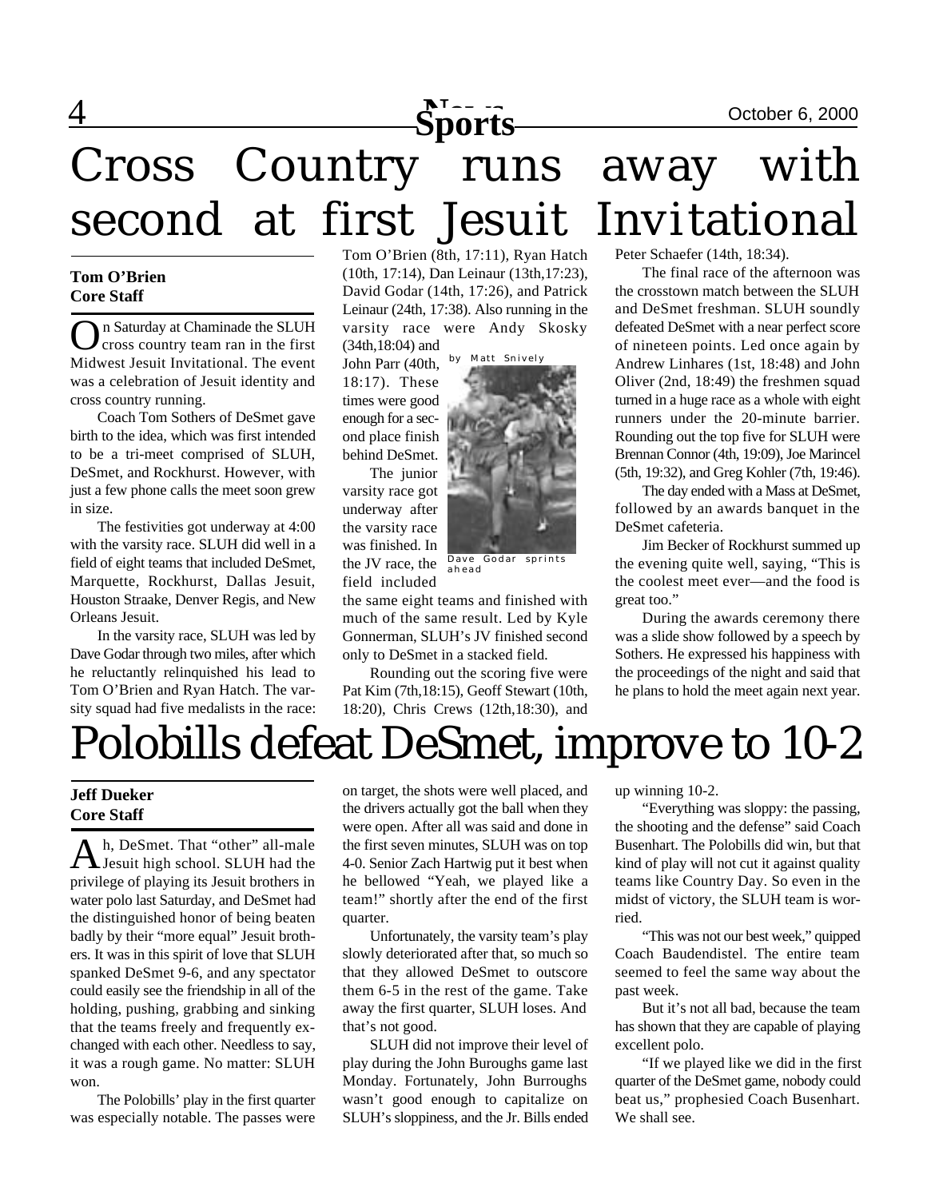# Cross Country runs away with second at first Jesuit Invitational

**Tom O'Brien**
**Core Staff**

On Saturday at Chaminade the SLUH cross country team ran in the first Midwest Jesuit Invitational. The event was a celebration of Jesuit identity and cross country running.

Coach Tom Sothers of DeSmet gave birth to the idea, which was first intended to be a tri-meet comprised of SLUH, DeSmet, and Rockhurst. However, with just a few phone calls the meet soon grew in size.

The festivities got underway at 4:00 with the varsity race. SLUH did well in a field of eight teams that included DeSmet, Marquette, Rockhurst, Dallas Jesuit, Houston Straake, Denver Regis, and New Orleans Jesuit.

In the varsity race, SLUH was led by Dave Godar through two miles, after which he reluctantly relinquished his lead to Tom O'Brien and Ryan Hatch. The varsity squad had five medalists in the race: Tom O'Brien (8th, 17:11), Ryan Hatch (10th, 17:14), Dan Leinaur (13th,17:23), David Godar (14th, 17:26), and Patrick Leinaur (24th, 17:38). Also running in the varsity race were Andy Skosky (34th,18:04) and John Parr (40th, 18:17). These times were good enough for a second place finish behind DeSmet.

by Matt Snively

Dave Godar sprints ahead

The junior varsity race got underway after the varsity race was finished. In the JV race, the field included the same eight teams and finished with much of the same result. Led by Kyle Gonnerman, SLUH's JV finished second only to DeSmet in a stacked field.

Rounding out the scoring five were Pat Kim (7th,18:15), Geoff Stewart (10th, 18:20), Chris Crews (12th,18:30), and Peter Schaefer (14th, 18:34).

The final race of the afternoon was the crosstown match between the SLUH and DeSmet freshman. SLUH soundly defeated DeSmet with a near perfect score of nineteen points. Led once again by Andrew Linhares (1st, 18:48) and John Oliver (2nd, 18:49) the freshmen squad turned in a huge race as a whole with eight runners under the 20-minute barrier. Rounding out the top five for SLUH were Brennan Connor (4th, 19:09), Joe Marincel (5th, 19:32), and Greg Kohler (7th, 19:46).

The day ended with a Mass at DeSmet, followed by an awards banquet in the DeSmet cafeteria.

Jim Becker of Rockhurst summed up the evening quite well, saying, "This is the coolest meet ever—and the food is great too."

During the awards ceremony there was a slide show followed by a speech by Sothers. He expressed his happiness with the proceedings of the night and said that he plans to hold the meet again next year.

# Polobills defeat DeSmet, improve to 10-2

**Jeff Dueker**
**Core Staff**

Ah, DeSmet. That "other" all-male Jesuit high school. SLUH had the privilege of playing its Jesuit brothers in water polo last Saturday, and DeSmet had the distinguished honor of being beaten badly by their "more equal" Jesuit brothers. It was in this spirit of love that SLUH spanked DeSmet 9-6, and any spectator could easily see the friendship in all of the holding, pushing, grabbing and sinking that the teams freely and frequently exchanged with each other. Needless to say, it was a rough game. No matter: SLUH won.

The Polobills' play in the first quarter was especially notable. The passes were on target, the shots were well placed, and the drivers actually got the ball when they were open. After all was said and done in the first seven minutes, SLUH was on top 4-0. Senior Zach Hartwig put it best when he bellowed "Yeah, we played like a team!" shortly after the end of the first quarter.

Unfortunately, the varsity team's play slowly deteriorated after that, so much so that they allowed DeSmet to outscore them 6-5 in the rest of the game. Take away the first quarter, SLUH loses. And that's not good.

SLUH did not improve their level of play during the John Buroughs game last Monday. Fortunately, John Burroughs wasn't good enough to capitalize on SLUH's sloppiness, and the Jr. Bills ended up winning 10-2.

"Everything was sloppy: the passing, the shooting and the defense" said Coach Busenhart. The Polobills did win, but that kind of play will not cut it against quality teams like Country Day. So even in the midst of victory, the SLUH team is worried.

"This was not our best week," quipped Coach Baudendistel. The entire team seemed to feel the same way about the past week.

But it's not all bad, because the team has shown that they are capable of playing excellent polo.

"If we played like we did in the first quarter of the DeSmet game, nobody could beat us," prophesied Coach Busenhart. We shall see.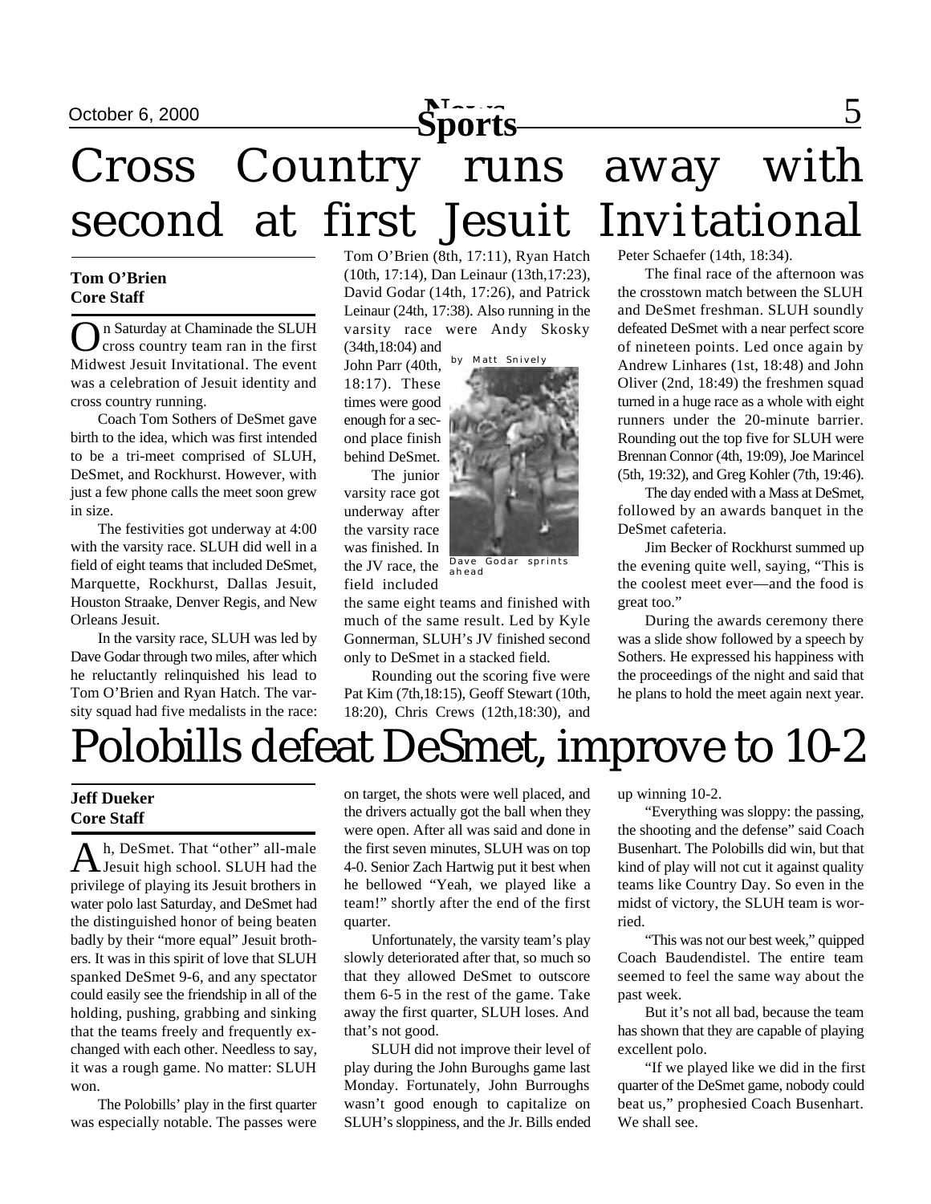# Cross Country runs away with second at first Jesuit Invitational

**Tom O'Brien**
**Core Staff**

On Saturday at Chaminade the SLUH cross country team ran in the first Midwest Jesuit Invitational. The event was a celebration of Jesuit identity and cross country running.

Coach Tom Sothers of DeSmet gave birth to the idea, which was first intended to be a tri-meet comprised of SLUH, DeSmet, and Rockhurst. However, with just a few phone calls the meet soon grew in size.

The festivities got underway at 4:00 with the varsity race. SLUH did well in a field of eight teams that included DeSmet, Marquette, Rockhurst, Dallas Jesuit, Houston Straake, Denver Regis, and New Orleans Jesuit.

In the varsity race, SLUH was led by Dave Godar through two miles, after which he reluctantly relinquished his lead to Tom O'Brien and Ryan Hatch. The varsity squad had five medalists in the race: Tom O'Brien (8th, 17:11), Ryan Hatch (10th, 17:14), Dan Leinaur (13th,17:23), David Godar (14th, 17:26), and Patrick Leinaur (24th, 17:38). Also running in the varsity race were Andy Skosky (34th,18:04) and John Parr (40th, 18:17). These times were good enough for a second place finish behind DeSmet.

by Matt Snively

Dave Godar sprints ahead

The junior varsity race got underway after the varsity race was finished. In the JV race, the field included the same eight teams and finished with much of the same result. Led by Kyle Gonnerman, SLUH's JV finished second only to DeSmet in a stacked field.

Rounding out the scoring five were Pat Kim (7th,18:15), Geoff Stewart (10th, 18:20), Chris Crews (12th,18:30), and Peter Schaefer (14th, 18:34).

The final race of the afternoon was the crosstown match between the SLUH and DeSmet freshman. SLUH soundly defeated DeSmet with a near perfect score of nineteen points. Led once again by Andrew Linhares (1st, 18:48) and John Oliver (2nd, 18:49) the freshmen squad turned in a huge race as a whole with eight runners under the 20-minute barrier. Rounding out the top five for SLUH were Brennan Connor (4th, 19:09), Joe Marincel (5th, 19:32), and Greg Kohler (7th, 19:46).

The day ended with a Mass at DeSmet, followed by an awards banquet in the DeSmet cafeteria.

Jim Becker of Rockhurst summed up the evening quite well, saying, "This is the coolest meet ever—and the food is great too."

During the awards ceremony there was a slide show followed by a speech by Sothers. He expressed his happiness with the proceedings of the night and said that he plans to hold the meet again next year.

# Polobills defeat DeSmet, improve to 10-2

**Jeff Dueker**
**Core Staff**

Ah, DeSmet. That "other" all-male Jesuit high school. SLUH had the privilege of playing its Jesuit brothers in water polo last Saturday, and DeSmet had the distinguished honor of being beaten badly by their "more equal" Jesuit brothers. It was in this spirit of love that SLUH spanked DeSmet 9-6, and any spectator could easily see the friendship in all of the holding, pushing, grabbing and sinking that the teams freely and frequently exchanged with each other. Needless to say, it was a rough game. No matter: SLUH won.

The Polobills' play in the first quarter was especially notable. The passes were on target, the shots were well placed, and the drivers actually got the ball when they were open. After all was said and done in the first seven minutes, SLUH was on top 4-0. Senior Zach Hartwig put it best when he bellowed "Yeah, we played like a team!" shortly after the end of the first quarter.

Unfortunately, the varsity team's play slowly deteriorated after that, so much so that they allowed DeSmet to outscore them 6-5 in the rest of the game. Take away the first quarter, SLUH loses. And that's not good.

SLUH did not improve their level of play during the John Buroughs game last Monday. Fortunately, John Burroughs wasn't good enough to capitalize on SLUH's sloppiness, and the Jr. Bills ended up winning 10-2.

"Everything was sloppy: the passing, the shooting and the defense" said Coach Busenhart. The Polobills did win, but that kind of play will not cut it against quality teams like Country Day. So even in the midst of victory, the SLUH team is worried.

"This was not our best week," quipped Coach Baudendistel. The entire team seemed to feel the same way about the past week.

But it's not all bad, because the team has shown that they are capable of playing excellent polo.

"If we played like we did in the first quarter of the DeSmet game, nobody could beat us," prophesied Coach Busenhart. We shall see.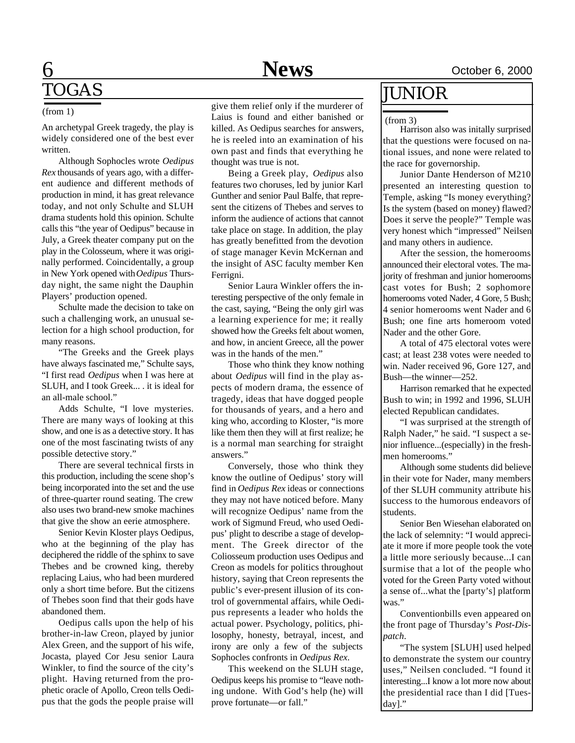# TOGAS

(from 1)

An archetypal Greek tragedy, the play is widely considered one of the best ever written.

Although Sophocles wrote *Oedipus Rex* thousands of years ago, with a different audience and different methods of production in mind, it has great relevance today, and not only Schulte and SLUH drama students hold this opinion. Schulte calls this "the year of Oedipus" because in July, a Greek theater company put on the play in the Colosseum, where it was originally performed. Coincidentally, a group in New York opened with *Oedipus* Thursday night, the same night the Dauphin Players' production opened.

Schulte made the decision to take on such a challenging work, an unusual selection for a high school production, for many reasons.

"The Greeks and the Greek plays have always fascinated me," Schulte says, "I first read *Oedipus* when I was here at SLUH, and I took Greek... . it is ideal for an all-male school."

Adds Schulte, "I love mysteries. There are many ways of looking at this show, and one is as a detective story. It has one of the most fascinating twists of any possible detective story."

There are several technical firsts in this production, including the scene shop's being incorporated into the set and the use of three-quarter round seating. The crew also uses two brand-new smoke machines that give the show an eerie atmosphere.

Senior Kevin Kloster plays Oedipus, who at the beginning of the play has deciphered the riddle of the sphinx to save Thebes and be crowned king, thereby replacing Laius, who had been murdered only a short time before. But the citizens of Thebes soon find that their gods have abandoned them.

Oedipus calls upon the help of his brother-in-law Creon, played by junior Alex Green, and the support of his wife, Jocasta, played Cor Jesu senior Laura Winkler, to find the source of the city's plight. Having returned from the prophetic oracle of Apollo, Creon tells Oedipus that the gods the people praise will give them relief only if the murderer of Laius is found and either banished or killed. As Oedipus searches for answers, he is reeled into an examination of his own past and finds that everything he thought was true is not.

Being a Greek play, *Oedipus* also features two choruses, led by junior Karl Gunther and senior Paul Balfe, that represent the citizens of Thebes and serves to inform the audience of actions that cannot take place on stage. In addition, the play has greatly benefitted from the devotion of stage manager Kevin McKernan and the insight of ASC faculty member Ken Ferrigni.

Senior Laura Winkler offers the interesting perspective of the only female in the cast, saying, "Being the only girl was a learning experience for me; it really showed how the Greeks felt about women, and how, in ancient Greece, all the power was in the hands of the men."

Those who think they know nothing about *Oedipus* will find in the play aspects of modern drama, the essence of tragedy, ideas that have dogged people for thousands of years, and a hero and king who, according to Kloster, "is more like them then they will at first realize; he is a normal man searching for straight answers."

Conversely, those who think they know the outline of Oedipus' story will find in *Oedipus Rex* ideas or connections they may not have noticed before. Many will recognize Oedipus' name from the work of Sigmund Freud, who used Oedipus' plight to describe a stage of development. The Greek director of the Coliosseum production uses Oedipus and Creon as models for politics throughout history, saying that Creon represents the public's ever-present illusion of its control of governmental affairs, while Oedipus represents a leader who holds the actual power. Psychology, politics, philosophy, honesty, betrayal, incest, and irony are only a few of the subjects Sophocles confronts in *Oedipus Rex*.

This weekend on the SLUH stage, Oedipus keeps his promise to "leave nothing undone. With God's help (he) will prove fortunate—or fall."

# JUNIOR

(from 3)

Harrison also was initally surprised that the questions were focused on national issues, and none were related to the race for governorship.

Junior Dante Henderson of M210 presented an interesting question to Temple, asking "Is money everything? Is the system (based on money) flawed? Does it serve the people?" Temple was very honest which "impressed" Neilsen and many others in audience.

After the session, the homerooms announced their electoral votes. The majority of freshman and junior homerooms cast votes for Bush; 2 sophomore homerooms voted Nader, 4 Gore, 5 Bush; 4 senior homerooms went Nader and 6 Bush; one fine arts homeroom voted Nader and the other Gore.

A total of 475 electoral votes were cast; at least 238 votes were needed to win. Nader received 96, Gore 127, and Bush—the winner—252.

Harrison remarked that he expected Bush to win; in 1992 and 1996, SLUH elected Republican candidates.

"I was surprised at the strength of Ralph Nader," he said. "I suspect a senior influence...(especially) in the freshmen homerooms."

Although some students did believe in their vote for Nader, many members of ther SLUH community attribute his success to the humorous endeavors of students.

Senior Ben Wiesehan elaborated on the lack of selemnity: "I would appreciate it more if more people took the vote a little more seriously because...I can surmise that a lot of the people who voted for the Green Party voted without a sense of...what the [party's] platform was."

Conventionbills even appeared on the front page of Thursday's *Post-Dispatch*.

"The system [SLUH] used helped to demonstrate the system our country uses," Neilsen concluded. "I found it interesting...I know a lot more now about the presidential race than I did [Tuesday]."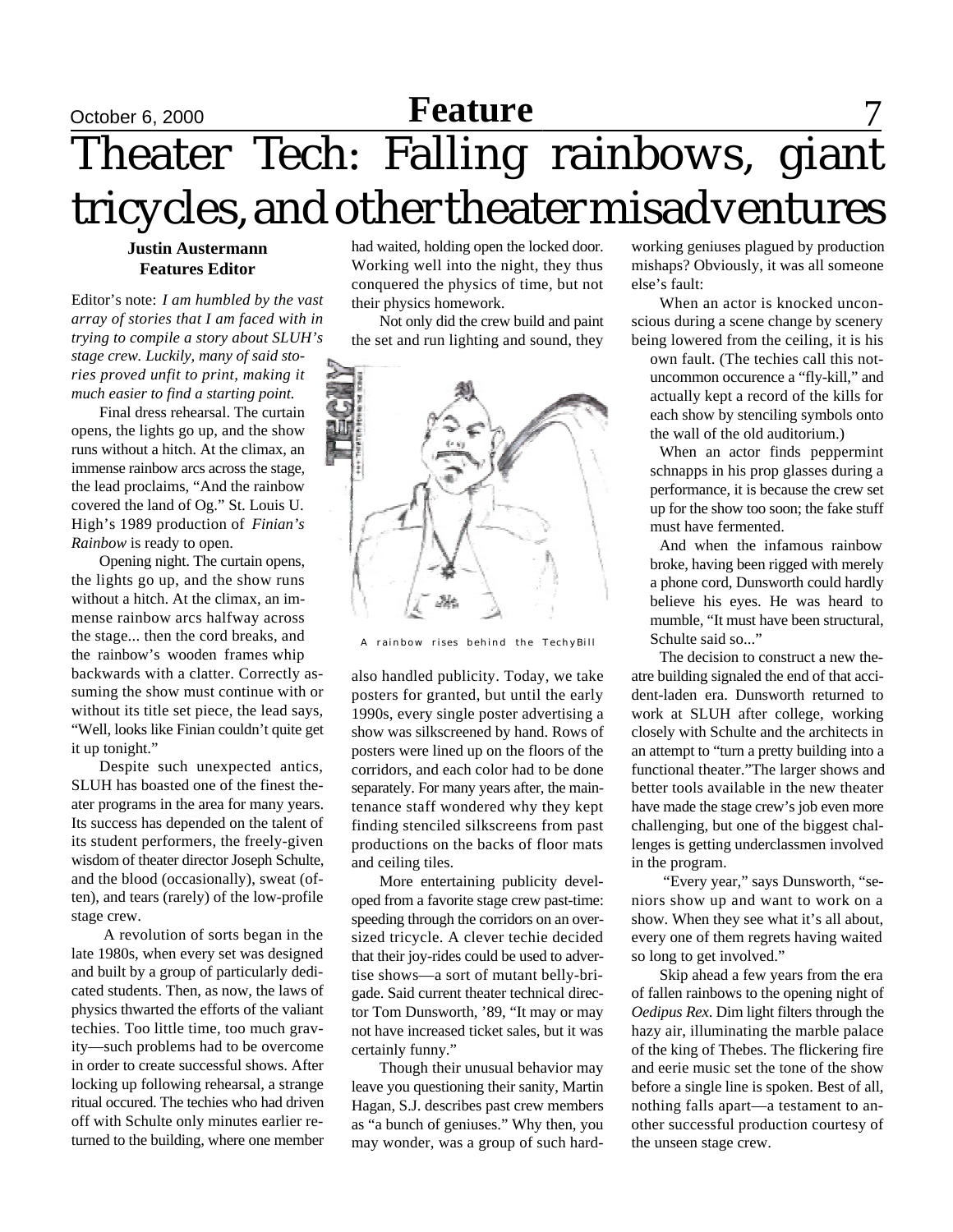# Theater Tech: Falling rainbows, giant tricycles, and other theater misadventures

**Justin Austermann**
**Features Editor**

Editor's note: *I am humbled by the vast array of stories that I am faced with in trying to compile a story about SLUH's stage crew. Luckily, many of said stories proved unfit to print, making it much easier to find a starting point.*

Final dress rehearsal. The curtain opens, the lights go up, and the show runs without a hitch. At the climax, an immense rainbow arcs across the stage, the lead proclaims, "And the rainbow covered the land of Og." St. Louis U. High's 1989 production of *Finian's Rainbow* is ready to open.

Opening night. The curtain opens, the lights go up, and the show runs without a hitch. At the climax, an immense rainbow arcs halfway across the stage... then the cord breaks, and the rainbow's wooden frames whip backwards with a clatter. Correctly assuming the show must continue with or without its title set piece, the lead says, "Well, looks like Finian couldn't quite get it up tonight."

Despite such unexpected antics, SLUH has boasted one of the finest theater programs in the area for many years. Its success has depended on the talent of its student performers, the freely-given wisdom of theater director Joseph Schulte, and the blood (occasionally), sweat (often), and tears (rarely) of the low-profile stage crew.

A revolution of sorts began in the late 1980s, when every set was designed and built by a group of particularly dedicated students. Then, as now, the laws of physics thwarted the efforts of the valiant techies. Too little time, too much gravity—such problems had to be overcome in order to create successful shows. After locking up following rehearsal, a strange ritual occured. The techies who had driven off with Schulte only minutes earlier returned to the building, where one member had waited, holding open the locked door. Working well into the night, they thus conquered the physics of time, but not their physics homework.

Not only did the crew build and paint the set and run lighting and sound, they also handled publicity. Today, we take posters for granted, but until the early 1990s, every single poster advertising a show was silkscreened by hand. Rows of posters were lined up on the floors of the corridors, and each color had to be done separately. For many years after, the maintenance staff wondered why they kept finding stenciled silkscreens from past productions on the backs of floor mats and ceiling tiles.

A rainbow rises behind the TechyBill

More entertaining publicity developed from a favorite stage crew past-time: speeding through the corridors on an oversized tricycle. A clever techie decided that their joy-rides could be used to advertise shows—a sort of mutant belly-brigade. Said current theater technical director Tom Dunsworth, '89, "It may or may not have increased ticket sales, but it was certainly funny."

Though their unusual behavior may leave you questioning their sanity, Martin Hagan, S.J. describes past crew members as "a bunch of geniuses." Why then, you may wonder, was a group of such hard-working geniuses plagued by production mishaps? Obviously, it was all someone else's fault:

When an actor is knocked unconscious during a scene change by scenery being lowered from the ceiling, it is his own fault. (The techies call this not-uncommon occurence a "fly-kill," and actually kept a record of the kills for each show by stenciling symbols onto the wall of the old auditorium.)

When an actor finds peppermint schnapps in his prop glasses during a performance, it is because the crew set up for the show too soon; the fake stuff must have fermented.

And when the infamous rainbow broke, having been rigged with merely a phone cord, Dunsworth could hardly believe his eyes. He was heard to mumble, "It must have been structural, Schulte said so..."

The decision to construct a new theatre building signaled the end of that accident-laden era. Dunsworth returned to work at SLUH after college, working closely with Schulte and the architects in an attempt to "turn a pretty building into a functional theater."The larger shows and better tools available in the new theater have made the stage crew's job even more challenging, but one of the biggest challenges is getting underclassmen involved in the program.

"Every year," says Dunsworth, "seniors show up and want to work on a show. When they see what it's all about, every one of them regrets having waited so long to get involved."

Skip ahead a few years from the era of fallen rainbows to the opening night of *Oedipus Rex*. Dim light filters through the hazy air, illuminating the marble palace of the king of Thebes. The flickering fire and eerie music set the tone of the show before a single line is spoken. Best of all, nothing falls apart—a testament to another successful production courtesy of the unseen stage crew.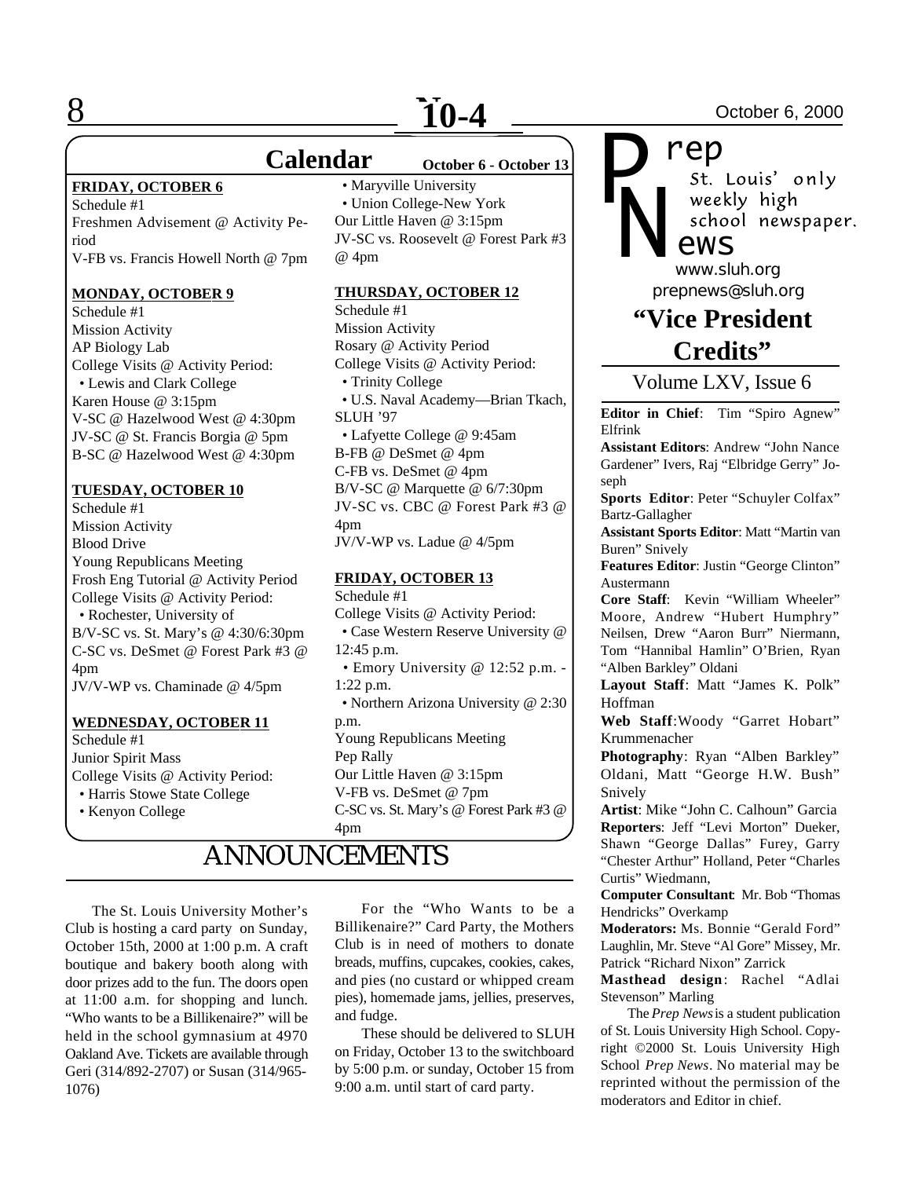# Calendar

**October 6 - October 13**

**FRIDAY, OCTOBER 6**

Schedule #1
Freshmen Advisement @ Activity Period
V-FB vs. Francis Howell North @ 7pm

**MONDAY, OCTOBER 9**

Schedule #1
Mission Activity
AP Biology Lab
College Visits @ Activity Period:
- Lewis and Clark College

Karen House @ 3:15pm
V-SC @ Hazelwood West @ 4:30pm
JV-SC @ St. Francis Borgia @ 5pm
B-SC @ Hazelwood West @ 4:30pm

**TUESDAY, OCTOBER 10**

Schedule #1
Mission Activity
Blood Drive
Young Republicans Meeting
Frosh Eng Tutorial @ Activity Period
College Visits @ Activity Period:
- Rochester, University of

B/V-SC vs. St. Mary's @ 4:30/6:30pm
C-SC vs. DeSmet @ Forest Park #3 @ 4pm
JV/V-WP vs. Chaminade @ 4/5pm

**WEDNESDAY, OCTOBER 11**

Schedule #1
Junior Spirit Mass
College Visits @ Activity Period:
- Harris Stowe State College
- Kenyon College
- Maryville University
- Union College-New York

Our Little Haven @ 3:15pm
JV-SC vs. Roosevelt @ Forest Park #3 @ 4pm

**THURSDAY, OCTOBER 12**

Schedule #1
Mission Activity
Rosary @ Activity Period
College Visits @ Activity Period:
- Trinity College
- U.S. Naval Academy—Brian Tkach, SLUH '97
- Lafayette College @ 9:45am

B-FB @ DeSmet @ 4pm
C-FB vs. DeSmet @ 4pm
B/V-SC @ Marquette @ 6/7:30pm
JV-SC vs. CBC @ Forest Park #3 @ 4pm
JV/V-WP vs. Ladue @ 4/5pm

**FRIDAY, OCTOBER 13**

Schedule #1
College Visits @ Activity Period:
- Case Western Reserve University @ 12:45 p.m.
- Emory University @ 12:52 p.m. - 1:22 p.m.
- Northern Arizona University @ 2:30 p.m.

Young Republicans Meeting
Pep Rally
Our Little Haven @ 3:15pm
V-FB vs. DeSmet @ 7pm
C-SC vs. St. Mary's @ Forest Park #3 @ 4pm

# ANNOUNCEMENTS

The St. Louis University Mother's Club is hosting a card party on Sunday, October 15th, 2000 at 1:00 p.m. A craft boutique and bakery booth along with door prizes add to the fun. The doors open at 11:00 a.m. for shopping and lunch. "Who wants to be a Billikenaire?" will be held in the school gymnasium at 4970 Oakland Ave. Tickets are available through Geri (314/892-2707) or Susan (314/965-1076)

For the "Who Wants to be a Billikenaire?" Card Party, the Mothers Club is in need of mothers to donate breads, muffins, cupcakes, cookies, cakes, and pies (no custard or whipped cream pies), homemade jams, jellies, preserves, and fudge.

These should be delivered to SLUH on Friday, October 13 to the switchboard by 5:00 p.m. or sunday, October 15 from 9:00 a.m. until start of card party.

---

# Prep News

St. Louis' only weekly high school newspaper.

www.sluh.org
prepnews@sluh.org

## "Vice President Credits"

Volume LXV, Issue 6

**Editor in Chief**: Tim "Spiro Agnew" Elfrink

**Assistant Editors**: Andrew "John Nance Gardener" Ivers, Raj "Elbridge Gerry" Joseph

**Sports Editor**: Peter "Schuyler Colfax" Bartz-Gallagher

**Assistant Sports Editor**: Matt "Martin van Buren" Snively

**Features Editor**: Justin "George Clinton" Austermann

**Core Staff**: Kevin "William Wheeler" Moore, Andrew "Hubert Humphry" Neilsen, Drew "Aaron Burr" Niermann, Tom "Hannibal Hamlin" O'Brien, Ryan "Alben Barkley" Oldani

**Layout Staff**: Matt "James K. Polk" Hoffman

**Web Staff**: Woody "Garret Hobart" Krummenacher

**Photography**: Ryan "Alben Barkley" Oldani, Matt "George H.W. Bush" Snively

**Artist**: Mike "John C. Calhoun" Garcia

**Reporters**: Jeff "Levi Morton" Dueker, Shawn "George Dallas" Furey, Garry "Chester Arthur" Holland, Peter "Charles Curtis" Wiedmann,

**Computer Consultant**: Mr. Bob "Thomas Hendricks" Overkamp

**Moderators:** Ms. Bonnie "Gerald Ford" Laughlin, Mr. Steve "Al Gore" Missey, Mr. Patrick "Richard Nixon" Zarrick

**Masthead design**: Rachel "Adlai Stevenson" Marling

The *Prep News* is a student publication of St. Louis University High School. Copyright ©2000 St. Louis University High School *Prep News*. No material may be reprinted without the permission of the moderators and Editor in chief.